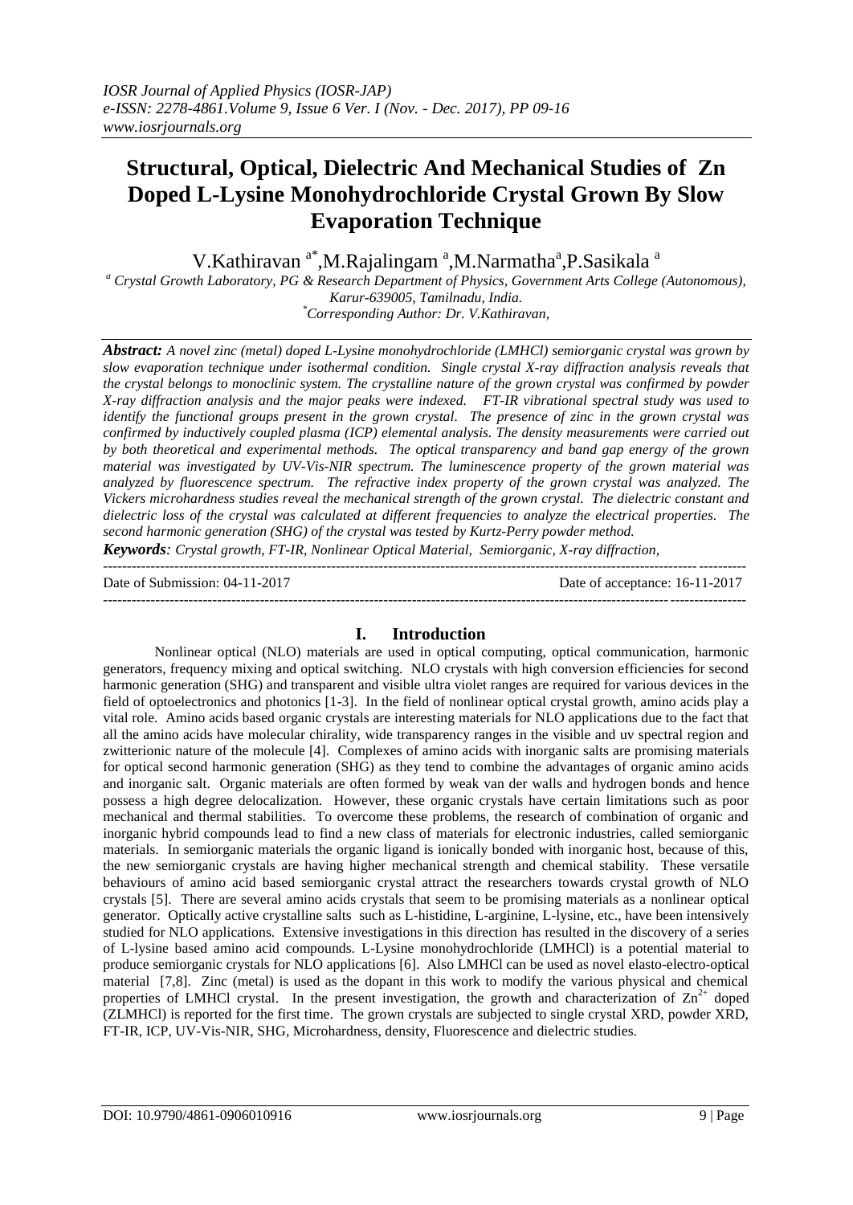# Structural, Optical, Dielectric And Mechanical Studies of Zn Doped L-Lysine Monohydrochloride Crystal Grown By Slow Evaporation Technique

V.Kathiravan [a*], M.Rajalingam [a], M.Narmatha [a], P.Sasikala [a]

[a] Crystal Growth Laboratory, PG & Research Department of Physics, Government Arts College (Autonomous), Karur-639005, Tamilnadu, India.

*Corresponding Author: Dr. V.Kathiravan,

***Abstract:*** *A novel zinc (metal) doped L-Lysine monohydrochloride (LMHCl) semiorganic crystal was grown by slow evaporation technique under isothermal condition. Single crystal X-ray diffraction analysis reveals that the crystal belongs to monoclinic system. The crystalline nature of the grown crystal was confirmed by powder X-ray diffraction analysis and the major peaks were indexed. FT-IR vibrational spectral study was used to identify the functional groups present in the grown crystal. The presence of zinc in the grown crystal was confirmed by inductively coupled plasma (ICP) elemental analysis. The density measurements were carried out by both theoretical and experimental methods. The optical transparency and band gap energy of the grown material was investigated by UV-Vis-NIR spectrum. The luminescence property of the grown material was analyzed by fluorescence spectrum. The refractive index property of the grown crystal was analyzed. The Vickers microhardness studies reveal the mechanical strength of the grown crystal. The dielectric constant and dielectric loss of the crystal was calculated at different frequencies to analyze the electrical properties. The second harmonic generation (SHG) of the crystal was tested by Kurtz-Perry powder method.*

***Keywords****: Crystal growth, FT-IR, Nonlinear Optical Material, Semiorganic, X-ray diffraction,*

---

Date of Submission: 04-11-2017 Date of acceptance: 16-11-2017

---

## I. Introduction

Nonlinear optical (NLO) materials are used in optical computing, optical communication, harmonic generators, frequency mixing and optical switching. NLO crystals with high conversion efficiencies for second harmonic generation (SHG) and transparent and visible ultra violet ranges are required for various devices in the field of optoelectronics and photonics [1-3]. In the field of nonlinear optical crystal growth, amino acids play a vital role. Amino acids based organic crystals are interesting materials for NLO applications due to the fact that all the amino acids have molecular chirality, wide transparency ranges in the visible and uv spectral region and zwitterionic nature of the molecule [4]. Complexes of amino acids with inorganic salts are promising materials for optical second harmonic generation (SHG) as they tend to combine the advantages of organic amino acids and inorganic salt. Organic materials are often formed by weak van der walls and hydrogen bonds and hence possess a high degree delocalization. However, these organic crystals have certain limitations such as poor mechanical and thermal stabilities. To overcome these problems, the research of combination of organic and inorganic hybrid compounds lead to find a new class of materials for electronic industries, called semiorganic materials. In semiorganic materials the organic ligand is ionically bonded with inorganic host, because of this, the new semiorganic crystals are having higher mechanical strength and chemical stability. These versatile behaviours of amino acid based semiorganic crystal attract the researchers towards crystal growth of NLO crystals [5]. There are several amino acids crystals that seem to be promising materials as a nonlinear optical generator. Optically active crystalline salts such as L-histidine, L-arginine, L-lysine, etc., have been intensively studied for NLO applications. Extensive investigations in this direction has resulted in the discovery of a series of L-lysine based amino acid compounds. L-Lysine monohydrochloride (LMHCl) is a potential material to produce semiorganic crystals for NLO applications [6]. Also LMHCl can be used as novel elasto-electro-optical material [7,8]. Zinc (metal) is used as the dopant in this work to modify the various physical and chemical properties of LMHCl crystal. In the present investigation, the growth and characterization of $Zn^{2+}$ doped (ZLMHCl) is reported for the first time. The grown crystals are subjected to single crystal XRD, powder XRD, FT-IR, ICP, UV-Vis-NIR, SHG, Microhardness, density, Fluorescence and dielectric studies.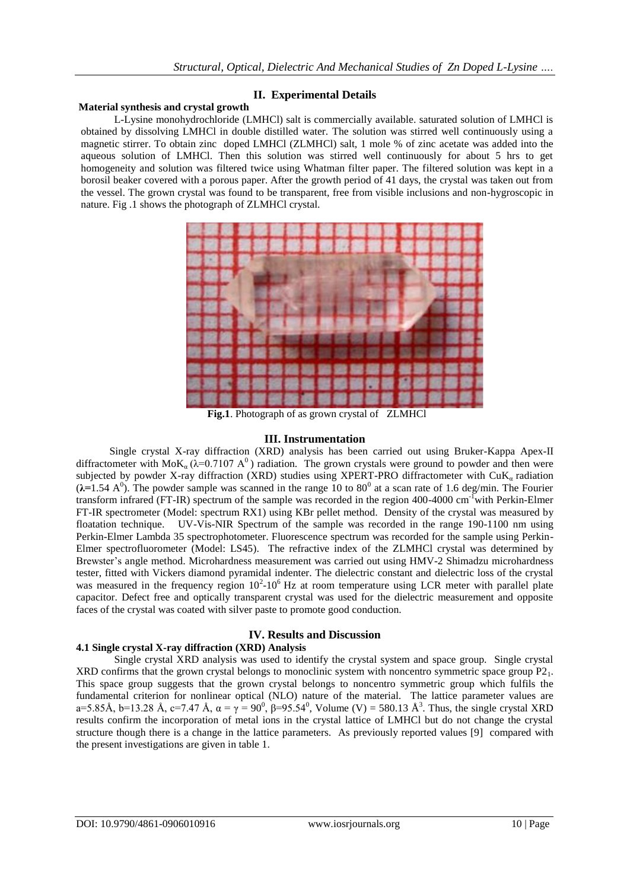## II. Experimental Details

**Material synthesis and crystal growth**

L-Lysine monohydrochloride (LMHCl) salt is commercially available. saturated solution of LMHCl is obtained by dissolving LMHCl in double distilled water. The solution was stirred well continuously using a magnetic stirrer. To obtain zinc doped LMHCl (ZLMHCl) salt, 1 mole % of zinc acetate was added into the aqueous solution of LMHCl. Then this solution was stirred well continuously for about 5 hrs to get homogeneity and solution was filtered twice using Whatman filter paper. The filtered solution was kept in a borosil beaker covered with a porous paper. After the growth period of 41 days, the crystal was taken out from the vessel. The grown crystal was found to be transparent, free from visible inclusions and non-hygroscopic in nature. Fig .1 shows the photograph of ZLMHCl crystal.

**Fig.1**. Photograph of as grown crystal of ZLMHCl

## III. Instrumentation

Single crystal X-ray diffraction (XRD) analysis has been carried out using Bruker-Kappa Apex-II diffractometer with $MoK_\alpha$ ($\lambda$=0.7107 $A^0$) radiation. The grown crystals were ground to powder and then were subjected by powder X-ray diffraction (XRD) studies using XPERT-PRO diffractometer with $CuK_\alpha$ radiation (**$\lambda$**=1.54 $A^0$). The powder sample was scanned in the range 10 to $80^0$ at a scan rate of 1.6 deg/min. The Fourier transform infrared (FT-IR) spectrum of the sample was recorded in the region 400-4000 $cm^{-1}$with Perkin-Elmer FT-IR spectrometer (Model: spectrum RX1) using KBr pellet method. Density of the crystal was measured by floatation technique. UV-Vis-NIR Spectrum of the sample was recorded in the range 190-1100 nm using Perkin-Elmer Lambda 35 spectrophotometer. Fluorescence spectrum was recorded for the sample using Perkin-Elmer spectrofluorometer (Model: LS45). The refractive index of the ZLMHCl crystal was determined by Brewster's angle method. Microhardness measurement was carried out using HMV-2 Shimadzu microhardness tester, fitted with Vickers diamond pyramidal indenter. The dielectric constant and dielectric loss of the crystal was measured in the frequency region $10^2$-$10^6$ Hz at room temperature using LCR meter with parallel plate capacitor. Defect free and optically transparent crystal was used for the dielectric measurement and opposite faces of the crystal was coated with silver paste to promote good conduction.

## IV. Results and Discussion

### 4.1 Single crystal X-ray diffraction (XRD) Analysis

Single crystal XRD analysis was used to identify the crystal system and space group. Single crystal XRD confirms that the grown crystal belongs to monoclinic system with noncentro symmetric space group $P2_1$. This space group suggests that the grown crystal belongs to noncentro symmetric group which fulfils the fundamental criterion for nonlinear optical (NLO) nature of the material. The lattice parameter values are a=5.85Å, b=13.28 Å, c=7.47 Å, $\alpha = \gamma = 90^0$, $\beta$=95.54$^0$, Volume (V) = 580.13 Å$^3$. Thus, the single crystal XRD results confirm the incorporation of metal ions in the crystal lattice of LMHCl but do not change the crystal structure though there is a change in the lattice parameters. As previously reported values [9] compared with the present investigations are given in table 1.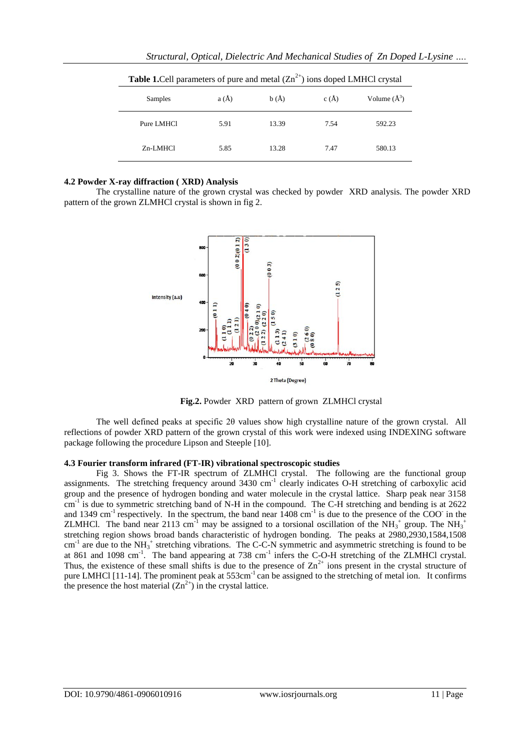**Table 1.** Cell parameters of pure and metal ($Zn^{2+}$) ions doped LMHCl crystal

| Samples | a (Å) | b (Å) | c (Å) | Volume (Å$^3$) |
|---|---|---|---|---|
| Pure LMHCl | 5.91 | 13.39 | 7.54 | 592.23 |
| Zn-LMHCl | 5.85 | 13.28 | 7.47 | 580.13 |

### 4.2 Powder X-ray diffraction ( XRD) Analysis

The crystalline nature of the grown crystal was checked by powder XRD analysis. The powder XRD pattern of the grown ZLMHCl crystal is shown in fig 2.

**Fig.2.** Powder XRD pattern of grown ZLMHCl crystal

The well defined peaks at specific 2θ values show high crystalline nature of the grown crystal. All reflections of powder XRD pattern of the grown crystal of this work were indexed using INDEXING software package following the procedure Lipson and Steeple [10].

### 4.3 Fourier transform infrared (FT-IR) vibrational spectroscopic studies

Fig 3. Shows the FT-IR spectrum of ZLMHCl crystal. The following are the functional group assignments. The stretching frequency around 3430 cm$^{-1}$ clearly indicates O-H stretching of carboxylic acid group and the presence of hydrogen bonding and water molecule in the crystal lattice. Sharp peak near 3158 cm$^{-1}$ is due to symmetric stretching band of N-H in the compound. The C-H stretching and bending is at 2622 and 1349 cm$^{-1}$ respectively. In the spectrum, the band near 1408 cm$^{-1}$ is due to the presence of the $COO^-$ in the ZLMHCl. The band near 2113 cm$^{-1}$ may be assigned to a torsional oscillation of the $NH_3^+$ group. The $NH_3^+$ stretching region shows broad bands characteristic of hydrogen bonding. The peaks at 2980,2930,1584,1508 cm$^{-1}$ are due to the $NH_3^+$ stretching vibrations. The C-C-N symmetric and asymmetric stretching is found to be at 861 and 1098 cm$^{-1}$. The band appearing at 738 cm$^{-1}$ infers the C-O-H stretching of the ZLMHCl crystal. Thus, the existence of these small shifts is due to the presence of $Zn^{2+}$ ions present in the crystal structure of pure LMHCl [11-14]. The prominent peak at 553cm$^{-1}$ can be assigned to the stretching of metal ion. It confirms the presence the host material ($Zn^{2+}$) in the crystal lattice.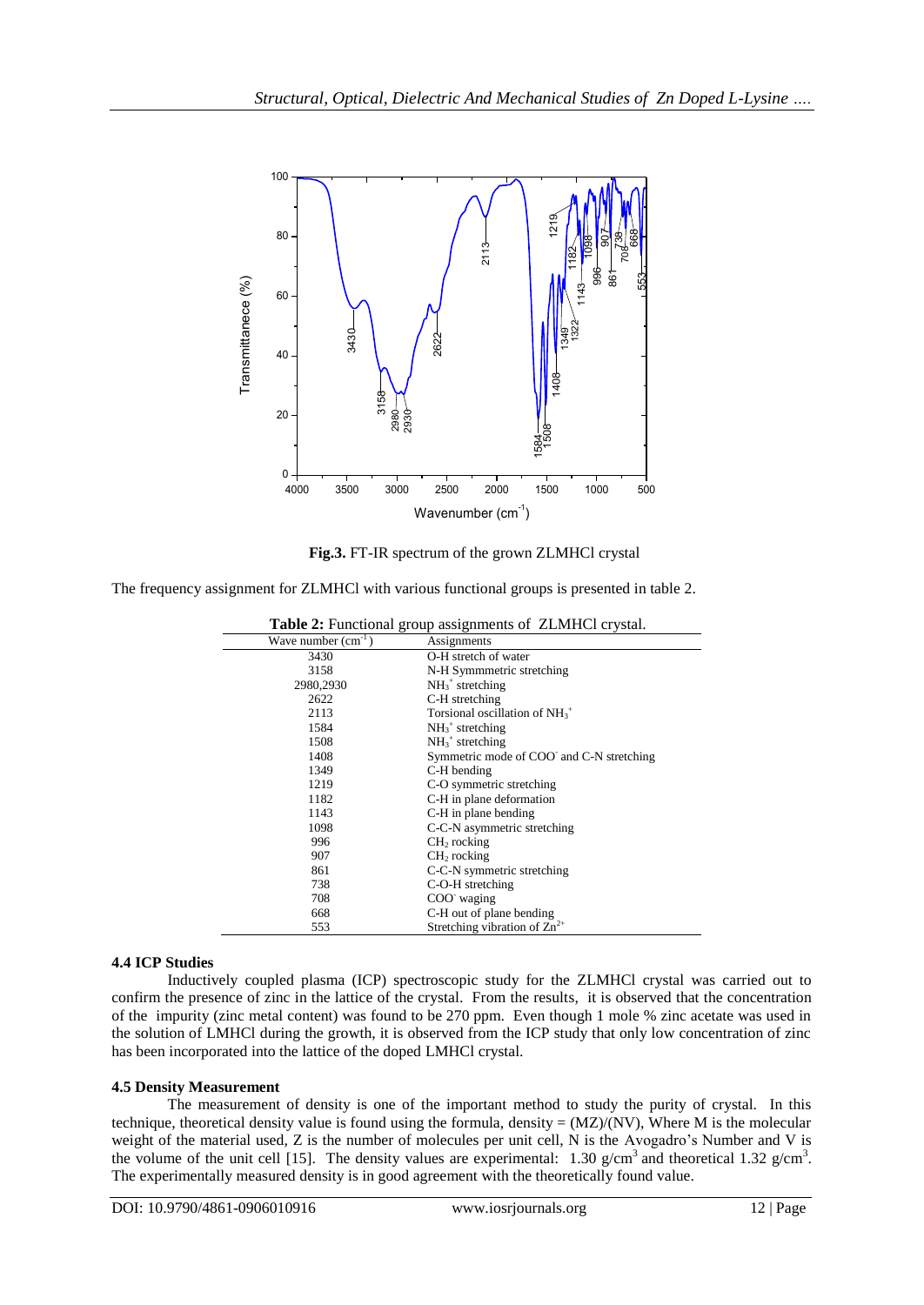Fig.3. FT-IR spectrum of the grown ZLMHCl crystal

The frequency assignment for ZLMHCl with various functional groups is presented in table 2.

**Table 2:** Functional group assignments of ZLMHCl crystal.

| Wave number ($cm^{-1}$) | Assignments |
|---|---|
| 3430 | O-H stretch of water |
| 3158 | N-H Symmmetric stretching |
| 2980,2930 | $NH_3^+$ stretching |
| 2622 | C-H stretching |
| 2113 | Torsional oscillation of $NH_3^+$ |
| 1584 | $NH_3^+$ stretching |
| 1508 | $NH_3^+$ stretching |
| 1408 | Symmetric mode of $COO^-$ and C-N stretching |
| 1349 | C-H bending |
| 1219 | C-O symmetric stretching |
| 1182 | C-H in plane deformation |
| 1143 | C-H in plane bending |
| 1098 | C-C-N asymmetric stretching |
| 996 | $CH_2$ rocking |
| 907 | $CH_2$ rocking |
| 861 | C-C-N symmetric stretching |
| 738 | C-O-H stretching |
| 708 | $COO^-$ waging |
| 668 | C-H out of plane bending |
| 553 | Stretching vibration of $Zn^{2+}$ |

### 4.4 ICP Studies

Inductively coupled plasma (ICP) spectroscopic study for the ZLMHCl crystal was carried out to confirm the presence of zinc in the lattice of the crystal. From the results, it is observed that the concentration of the impurity (zinc metal content) was found to be 270 ppm. Even though 1 mole % zinc acetate was used in the solution of LMHCl during the growth, it is observed from the ICP study that only low concentration of zinc has been incorporated into the lattice of the doped LMHCl crystal.

### 4.5 Density Measurement

The measurement of density is one of the important method to study the purity of crystal. In this technique, theoretical density value is found using the formula, density = (MZ)/(NV), Where M is the molecular weight of the material used, Z is the number of molecules per unit cell, N is the Avogadro's Number and V is the volume of the unit cell [15]. The density values are experimental: 1.30 $g/cm^3$ and theoretical 1.32 $g/cm^3$. The experimentally measured density is in good agreement with the theoretically found value.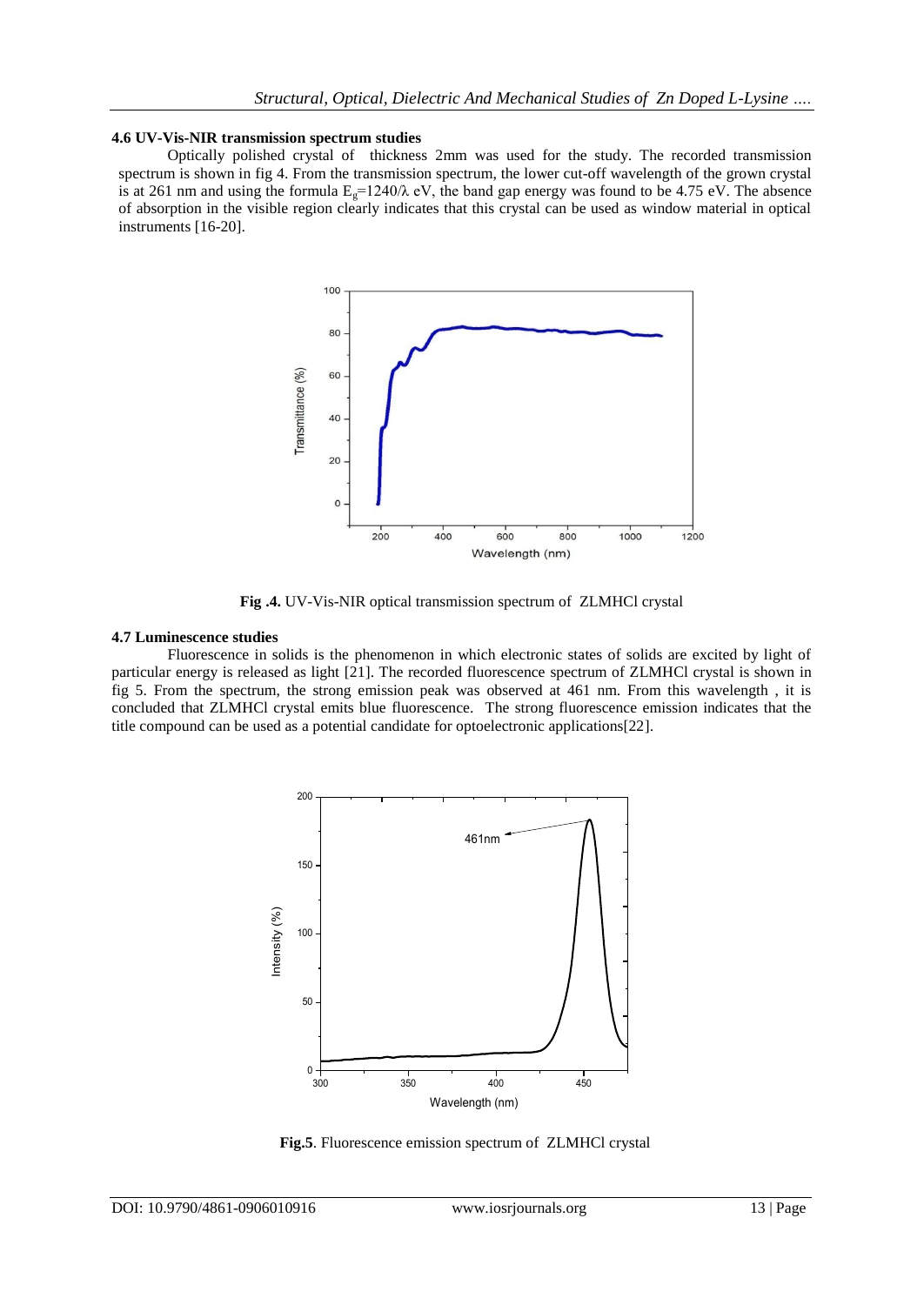### 4.6 UV-Vis-NIR transmission spectrum studies

Optically polished crystal of thickness 2mm was used for the study. The recorded transmission spectrum is shown in fig 4. From the transmission spectrum, the lower cut-off wavelength of the grown crystal is at 261 nm and using the formula $E_g=1240/\lambda$ eV, the band gap energy was found to be 4.75 eV. The absence of absorption in the visible region clearly indicates that this crystal can be used as window material in optical instruments [16-20].

**Fig .4.** UV-Vis-NIR optical transmission spectrum of ZLMHCl crystal

### 4.7 Luminescence studies

Fluorescence in solids is the phenomenon in which electronic states of solids are excited by light of particular energy is released as light [21]. The recorded fluorescence spectrum of ZLMHCl crystal is shown in fig 5. From the spectrum, the strong emission peak was observed at 461 nm. From this wavelength , it is concluded that ZLMHCl crystal emits blue fluorescence. The strong fluorescence emission indicates that the title compound can be used as a potential candidate for optoelectronic applications[22].

**Fig.5**. Fluorescence emission spectrum of ZLMHCl crystal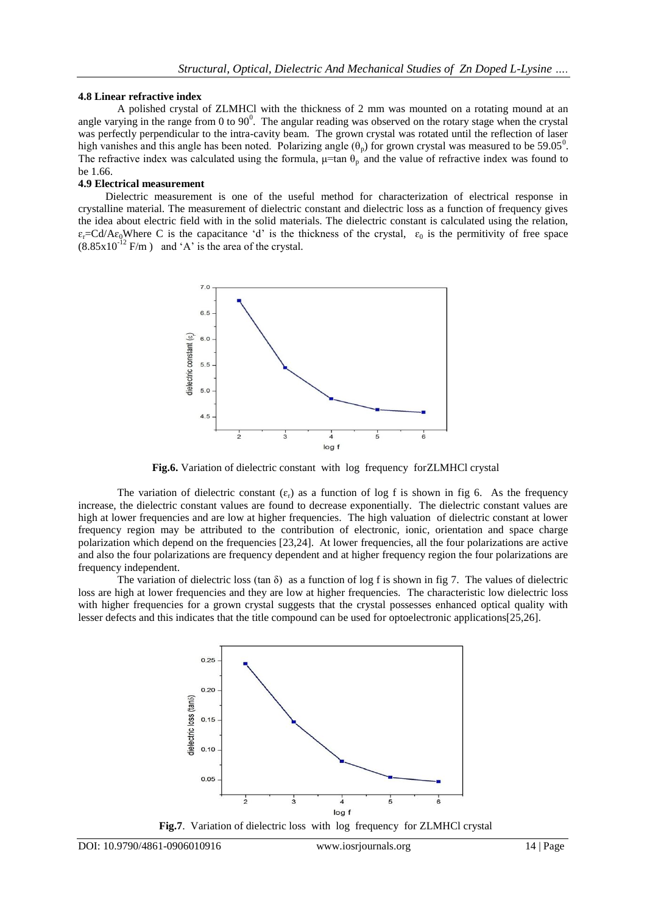#### 4.8 Linear refractive index

A polished crystal of ZLMHCl with the thickness of 2 mm was mounted on a rotating mound at an angle varying in the range from 0 to $90^0$. The angular reading was observed on the rotary stage when the crystal was perfectly perpendicular to the intra-cavity beam. The grown crystal was rotated until the reflection of laser high vanishes and this angle has been noted. Polarizing angle ($\theta_p$) for grown crystal was measured to be $59.05^0$. The refractive index was calculated using the formula, $\mu=\tan\theta_p$ and the value of refractive index was found to be 1.66.

#### 4.9 Electrical measurement

Dielectric measurement is one of the useful method for characterization of electrical response in crystalline material. The measurement of dielectric constant and dielectric loss as a function of frequency gives the idea about electric field with in the solid materials. The dielectric constant is calculated using the relation, $\varepsilon_r=Cd/A\varepsilon_0$Where C is the capacitance 'd' is the thickness of the crystal, $\varepsilon_0$ is the permitivity of free space ($8.85\times10^{-12}$ F/m ) and 'A' is the area of the crystal.

**Fig.6.** Variation of dielectric constant with log frequency forZLMHCl crystal

The variation of dielectric constant ($\varepsilon_r$) as a function of log f is shown in fig 6. As the frequency increase, the dielectric constant values are found to decrease exponentially. The dielectric constant values are high at lower frequencies and are low at higher frequencies. The high valuation of dielectric constant at lower frequency region may be attributed to the contribution of electronic, ionic, orientation and space charge polarization which depend on the frequencies [23,24]. At lower frequencies, all the four polarizations are active and also the four polarizations are frequency dependent and at higher frequency region the four polarizations are frequency independent.

The variation of dielectric loss (tan δ) as a function of log f is shown in fig 7. The values of dielectric loss are high at lower frequencies and they are low at higher frequencies. The characteristic low dielectric loss with higher frequencies for a grown crystal suggests that the crystal possesses enhanced optical quality with lesser defects and this indicates that the title compound can be used for optoelectronic applications[25,26].

**Fig.7**. Variation of dielectric loss with log frequency for ZLMHCl crystal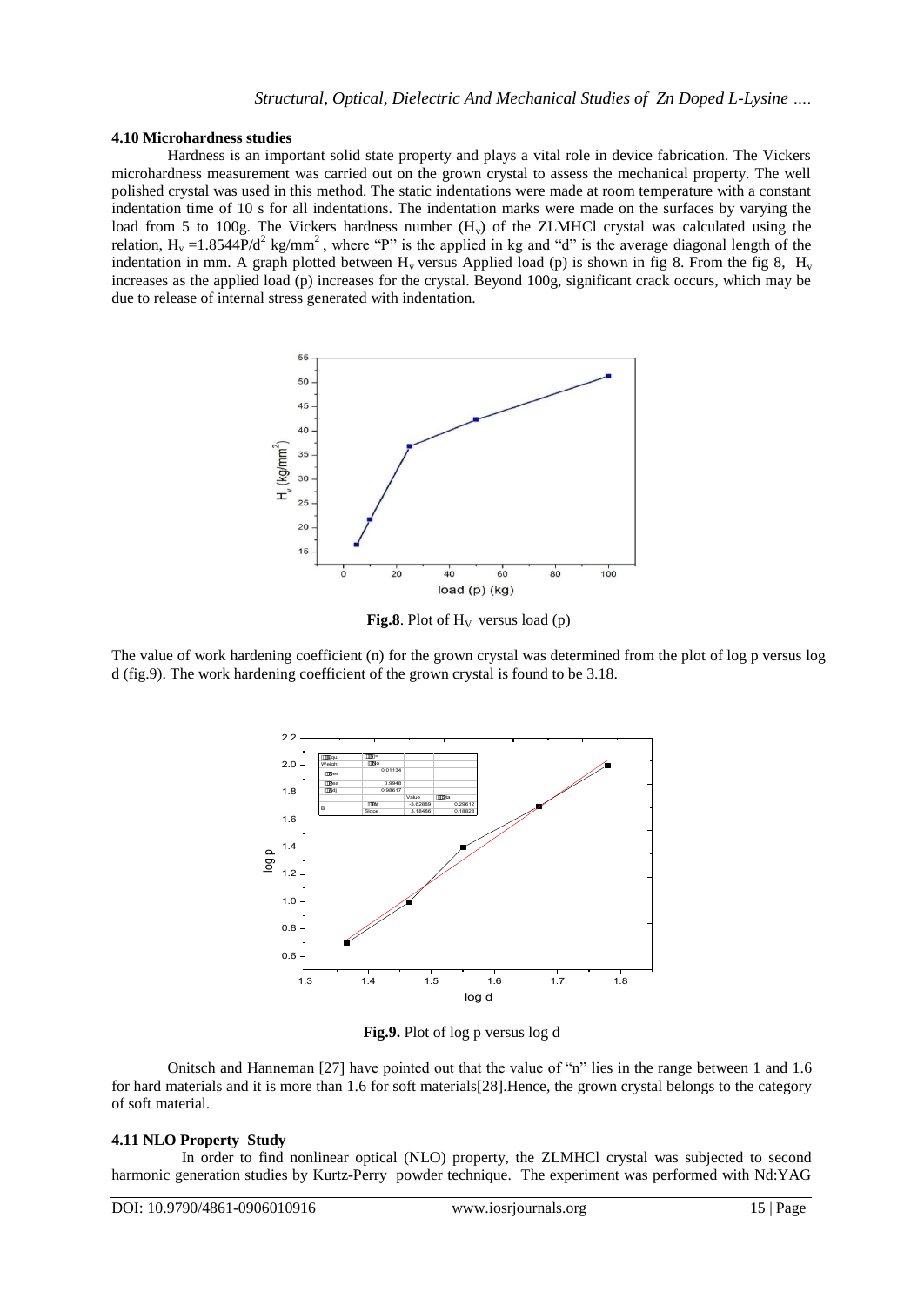### 4.10 Microhardness studies

Hardness is an important solid state property and plays a vital role in device fabrication. The Vickers microhardness measurement was carried out on the grown crystal to assess the mechanical property. The well polished crystal was used in this method. The static indentations were made at room temperature with a constant indentation time of 10 s for all indentations. The indentation marks were made on the surfaces by varying the load from 5 to 100g. The Vickers hardness number ($H_v$) of the ZLMHCl crystal was calculated using the relation, $H_v = 1.8544P/d^2$ kg/mm$^2$, where "P" is the applied in kg and "d" is the average diagonal length of the indentation in mm. A graph plotted between $H_v$ versus Applied load (p) is shown in fig 8. From the fig 8, $H_v$ increases as the applied load (p) increases for the crystal. Beyond 100g, significant crack occurs, which may be due to release of internal stress generated with indentation.

**Fig.8**. Plot of $H_V$ versus load (p)

The value of work hardening coefficient (n) for the grown crystal was determined from the plot of log p versus log d (fig.9). The work hardening coefficient of the grown crystal is found to be 3.18.

**Fig.9.** Plot of log p versus log d

Onitsch and Hanneman [27] have pointed out that the value of "n" lies in the range between 1 and 1.6 for hard materials and it is more than 1.6 for soft materials[28].Hence, the grown crystal belongs to the category of soft material.

### 4.11 NLO Property Study

In order to find nonlinear optical (NLO) property, the ZLMHCl crystal was subjected to second harmonic generation studies by Kurtz-Perry powder technique. The experiment was performed with Nd:YAG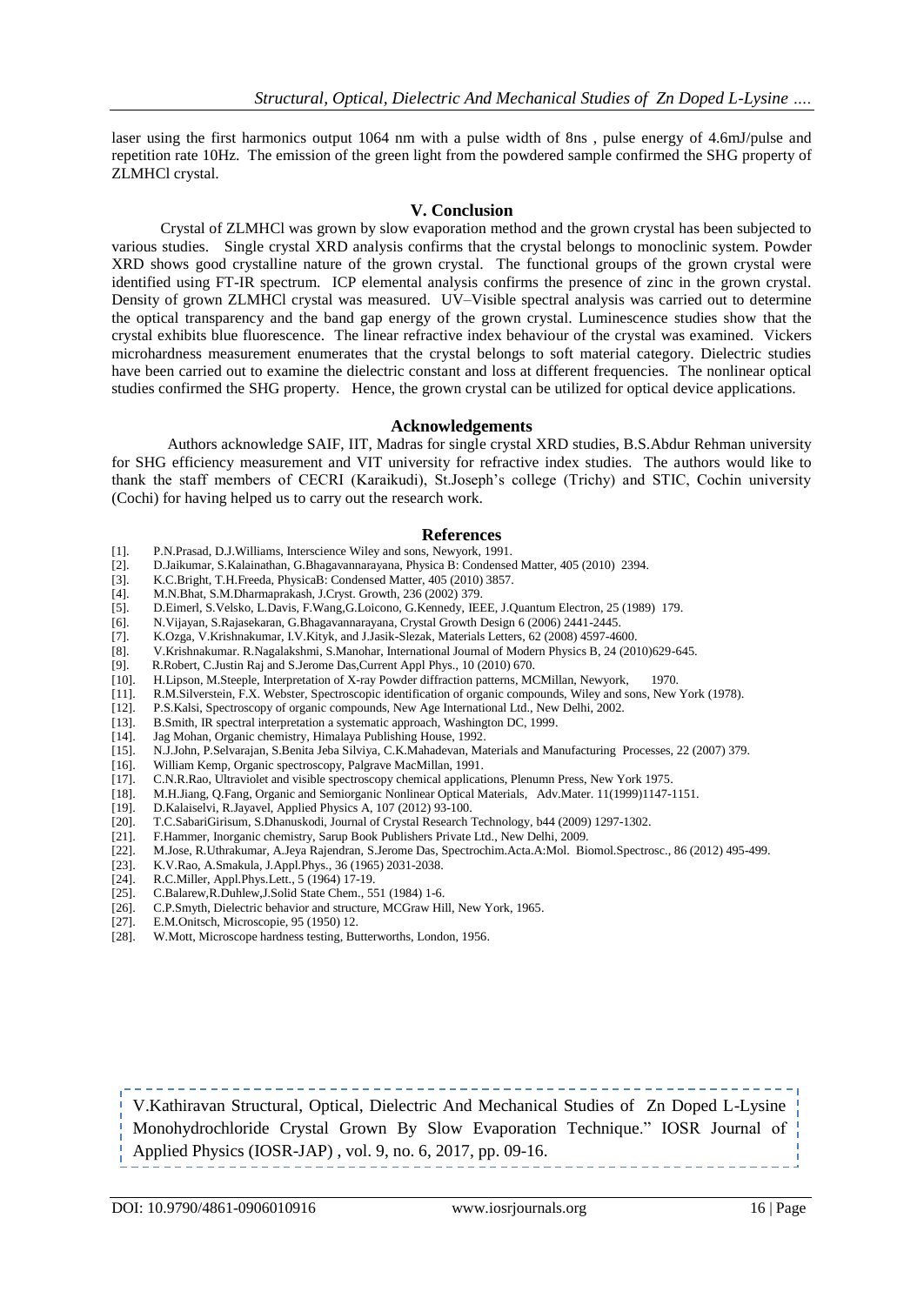laser using the first harmonics output 1064 nm with a pulse width of 8ns , pulse energy of 4.6mJ/pulse and repetition rate 10Hz. The emission of the green light from the powdered sample confirmed the SHG property of ZLMHCl crystal.

## V. Conclusion

Crystal of ZLMHCl was grown by slow evaporation method and the grown crystal has been subjected to various studies. Single crystal XRD analysis confirms that the crystal belongs to monoclinic system. Powder XRD shows good crystalline nature of the grown crystal. The functional groups of the grown crystal were identified using FT-IR spectrum. ICP elemental analysis confirms the presence of zinc in the grown crystal. Density of grown ZLMHCl crystal was measured. UV–Visible spectral analysis was carried out to determine the optical transparency and the band gap energy of the grown crystal. Luminescence studies show that the crystal exhibits blue fluorescence. The linear refractive index behaviour of the crystal was examined. Vickers microhardness measurement enumerates that the crystal belongs to soft material category. Dielectric studies have been carried out to examine the dielectric constant and loss at different frequencies. The nonlinear optical studies confirmed the SHG property. Hence, the grown crystal can be utilized for optical device applications.

## Acknowledgements

Authors acknowledge SAIF, IIT, Madras for single crystal XRD studies, B.S.Abdur Rehman university for SHG efficiency measurement and VIT university for refractive index studies. The authors would like to thank the staff members of CECRI (Karaikudi), St.Joseph's college (Trichy) and STIC, Cochin university (Cochi) for having helped us to carry out the research work.

## References

[1]. P.N.Prasad, D.J.Williams, Interscience Wiley and sons, Newyork, 1991.
[2]. D.Jaikumar, S.Kalainathan, G.Bhagavannarayana, Physica B: Condensed Matter, 405 (2010) 2394.
[3]. K.C.Bright, T.H.Freeda, PhysicaB: Condensed Matter, 405 (2010) 3857.
[4]. M.N.Bhat, S.M.Dharmaprakash, J.Cryst. Growth, 236 (2002) 379.
[5]. D.Eimerl, S.Velsko, L.Davis, F.Wang,G.Loicono, G.Kennedy, IEEE, J.Quantum Electron, 25 (1989) 179.
[6]. N.Vijayan, S.Rajasekaran, G.Bhagavannarayana, Crystal Growth Design 6 (2006) 2441-2445.
[7]. K.Ozga, V.Krishnakumar, I.V.Kityk, and J.Jasik-Slezak, Materials Letters, 62 (2008) 4597-4600.
[8]. V.Krishnakumar. R.Nagalakshmi, S.Manohar, International Journal of Modern Physics B, 24 (2010)629-645.
[9]. R.Robert, C.Justin Raj and S.Jerome Das,Current Appl Phys., 10 (2010) 670.
[10]. H.Lipson, M.Steeple, Interpretation of X-ray Powder diffraction patterns, MCMillan, Newyork, 1970.
[11]. R.M.Silverstein, F.X. Webster, Spectroscopic identification of organic compounds, Wiley and sons, New York (1978).
[12]. P.S.Kalsi, Spectroscopy of organic compounds, New Age International Ltd., New Delhi, 2002.
[13]. B.Smith, IR spectral interpretation a systematic approach, Washington DC, 1999.
[14]. Jag Mohan, Organic chemistry, Himalaya Publishing House, 1992.
[15]. N.J.John, P.Selvarajan, S.Benita Jeba Silviya, C.K.Mahadevan, Materials and Manufacturing Processes, 22 (2007) 379.
[16]. William Kemp, Organic spectroscopy, Palgrave MacMillan, 1991.
[17]. C.N.R.Rao, Ultraviolet and visible spectroscopy chemical applications, Plenumn Press, New York 1975.
[18]. M.H.Jiang, Q.Fang, Organic and Semiorganic Nonlinear Optical Materials, Adv.Mater. 11(1999)1147-1151.
[19]. D.Kalaiselvi, R.Jayavel, Applied Physics A, 107 (2012) 93-100.
[20]. T.C.SabariGirisum, S.Dhanuskodi, Journal of Crystal Research Technology, b44 (2009) 1297-1302.
[21]. F.Hammer, Inorganic chemistry, Sarup Book Publishers Private Ltd., New Delhi, 2009.
[22]. M.Jose, R.Uthrakumar, A.Jeya Rajendran, S.Jerome Das, Spectrochim.Acta.A:Mol. Biomol.Spectrosc., 86 (2012) 495-499.
[23]. K.V.Rao, A.Smakula, J.Appl.Phys., 36 (1965) 2031-2038.
[24]. R.C.Miller, Appl.Phys.Lett., 5 (1964) 17-19.
[25]. C.Balarew,R.Duhlew,J.Solid State Chem., 551 (1984) 1-6.
[26]. C.P.Smyth, Dielectric behavior and structure, MCGraw Hill, New York, 1965.
[27]. E.M.Onitsch, Microscopie, 95 (1950) 12.
[28]. W.Mott, Microscope hardness testing, Butterworths, London, 1956.

V.Kathiravan Structural, Optical, Dielectric And Mechanical Studies of Zn Doped L-Lysine Monohydrochloride Crystal Grown By Slow Evaporation Technique." IOSR Journal of Applied Physics (IOSR-JAP) , vol. 9, no. 6, 2017, pp. 09-16.